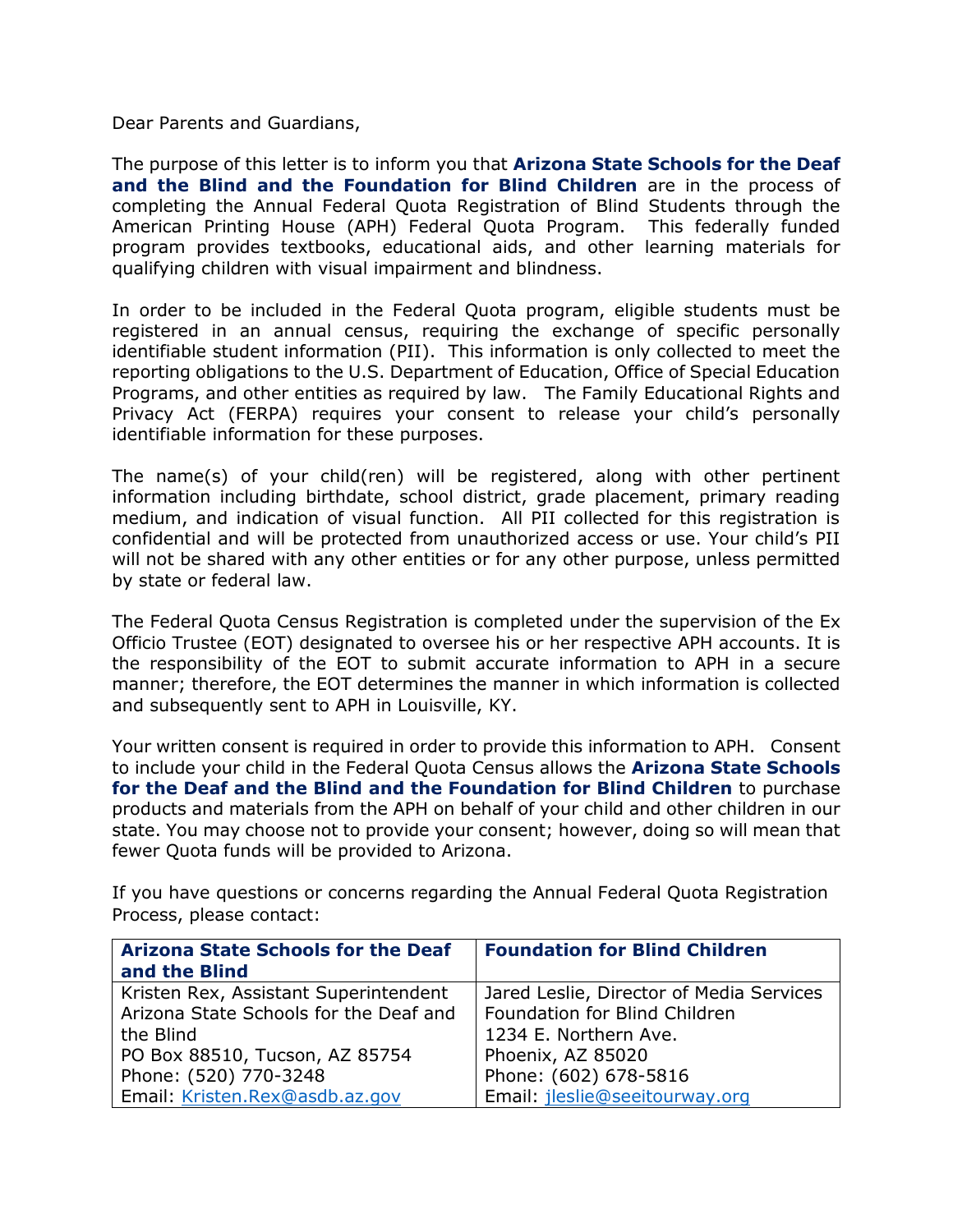Dear Parents and Guardians,

The purpose of this letter is to inform you that **Arizona State Schools for the Deaf and the Blind and the Foundation for Blind Children** are in the process of completing the Annual Federal Quota Registration of Blind Students through the American Printing House (APH) Federal Quota Program. This federally funded program provides textbooks, educational aids, and other learning materials for qualifying children with visual impairment and blindness.

In order to be included in the Federal Quota program, eligible students must be registered in an annual census, requiring the exchange of specific personally identifiable student information (PII). This information is only collected to meet the reporting obligations to the U.S. Department of Education, Office of Special Education Programs, and other entities as required by law. The Family Educational Rights and Privacy Act (FERPA) requires your consent to release your child's personally identifiable information for these purposes.

The name(s) of your child(ren) will be registered, along with other pertinent information including birthdate, school district, grade placement, primary reading medium, and indication of visual function. All PII collected for this registration is confidential and will be protected from unauthorized access or use. Your child's PII will not be shared with any other entities or for any other purpose, unless permitted by state or federal law.

The Federal Quota Census Registration is completed under the supervision of the Ex Officio Trustee (EOT) designated to oversee his or her respective APH accounts. It is the responsibility of the EOT to submit accurate information to APH in a secure manner; therefore, the EOT determines the manner in which information is collected and subsequently sent to APH in Louisville, KY.

Your written consent is required in order to provide this information to APH. Consent to include your child in the Federal Quota Census allows the **Arizona State Schools for the Deaf and the Blind and the Foundation for Blind Children** to purchase products and materials from the APH on behalf of your child and other children in our state. You may choose not to provide your consent; however, doing so will mean that fewer Quota funds will be provided to Arizona.

If you have questions or concerns regarding the Annual Federal Quota Registration Process, please contact:

| **Arizona State Schools for the Deaf and the Blind** | **Foundation for Blind Children** |
|---|---|
| Kristen Rex, Assistant Superintendent<br>Arizona State Schools for the Deaf and the Blind<br>PO Box 88510, Tucson, AZ 85754<br>Phone: (520) 770-3248<br>Email: Kristen.Rex@asdb.az.gov | Jared Leslie, Director of Media Services<br>Foundation for Blind Children<br>1234 E. Northern Ave.<br>Phoenix, AZ 85020<br>Phone: (602) 678-5816<br>Email: jleslie@seeitourway.org |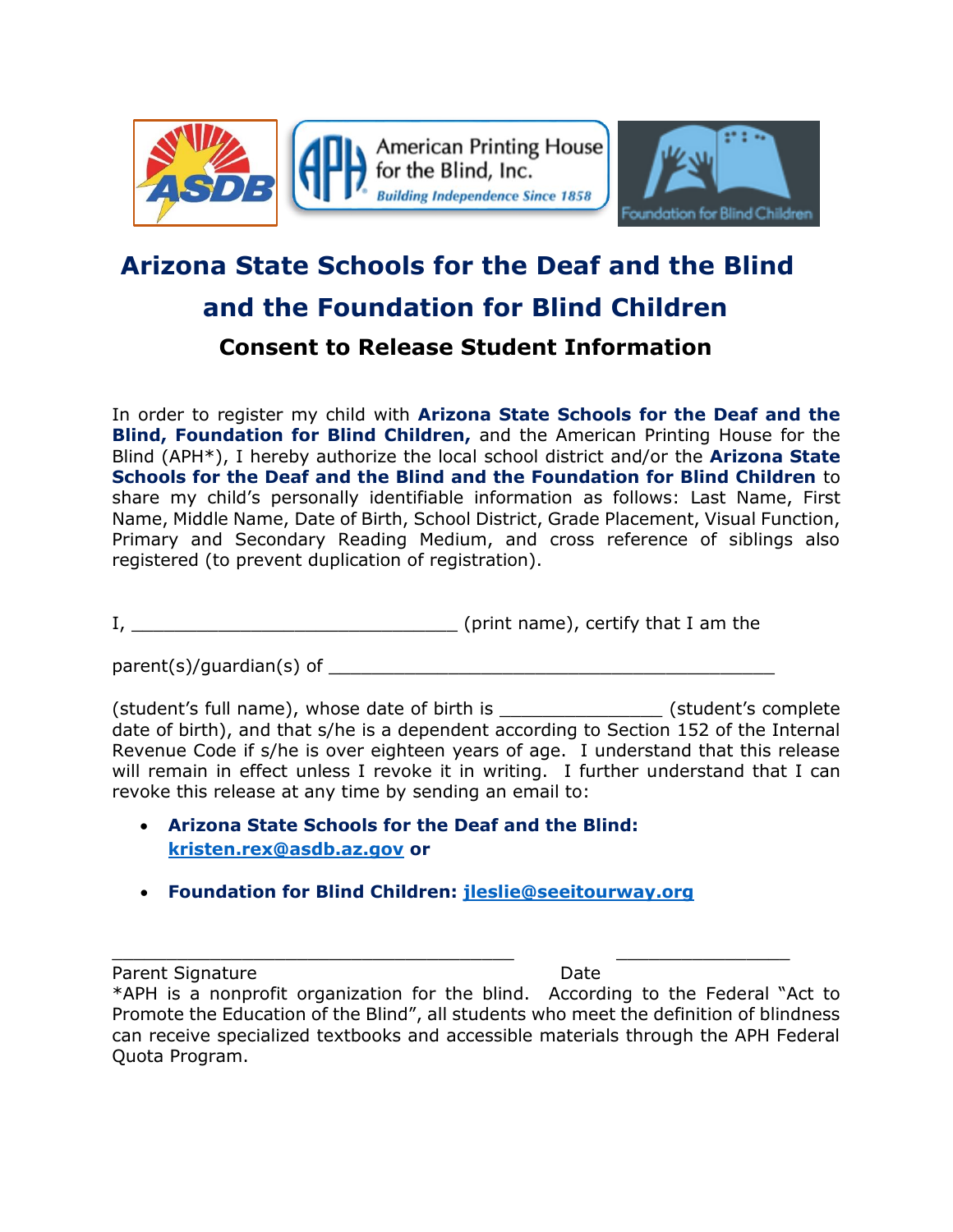# Arizona State Schools for the Deaf and the Blind and the Foundation for Blind Children

## Consent to Release Student Information

In order to register my child with **Arizona State Schools for the Deaf and the Blind, Foundation for Blind Children,** and the American Printing House for the Blind (APH*), I hereby authorize the local school district and/or the **Arizona State Schools for the Deaf and the Blind and the Foundation for Blind Children** to share my child's personally identifiable information as follows: Last Name, First Name, Middle Name, Date of Birth, School District, Grade Placement, Visual Function, Primary and Secondary Reading Medium, and cross reference of siblings also registered (to prevent duplication of registration).

I, ______________________________ (print name), certify that I am the

parent(s)/guardian(s) of __________________________________________

(student's full name), whose date of birth is _______________ (student's complete date of birth), and that s/he is a dependent according to Section 152 of the Internal Revenue Code if s/he is over eighteen years of age. I understand that this release will remain in effect unless I revoke it in writing. I further understand that I can revoke this release at any time by sending an email to:

- **Arizona State Schools for the Deaf and the Blind: kristen.rex@asdb.az.gov or**
- **Foundation for Blind Children: jleslie@seeitourway.org**

______________________________________ _________________

Parent Signature Date

*APH is a nonprofit organization for the blind. According to the Federal "Act to Promote the Education of the Blind", all students who meet the definition of blindness can receive specialized textbooks and accessible materials through the APH Federal Quota Program.